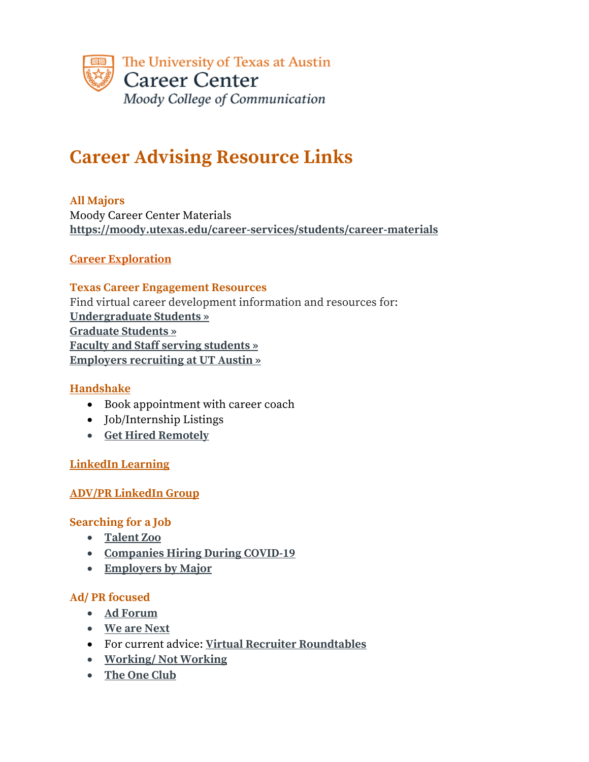The University of Texas at Austin
Career Center
*Moody College of Communication*

# Career Advising Resource Links

### All Majors

Moody Career Center Materials
**https://moody.utexas.edu/career-services/students/career-materials**

### Career Exploration

### Texas Career Engagement Resources

Find virtual career development information and resources for:
**Undergraduate Students »**
**Graduate Students »**
**Faculty and Staff serving students »**
**Employers recruiting at UT Austin »**

### Handshake

- Book appointment with career coach
- Job/Internship Listings
- **Get Hired Remotely**

### LinkedIn Learning

### ADV/PR LinkedIn Group

### Searching for a Job

- **Talent Zoo**
- **Companies Hiring During COVID-19**
- **Employers by Major**

### Ad/ PR focused

- **Ad Forum**
- **We are Next**
- For current advice: **Virtual Recruiter Roundtables**
- **Working/ Not Working**
- **The One Club**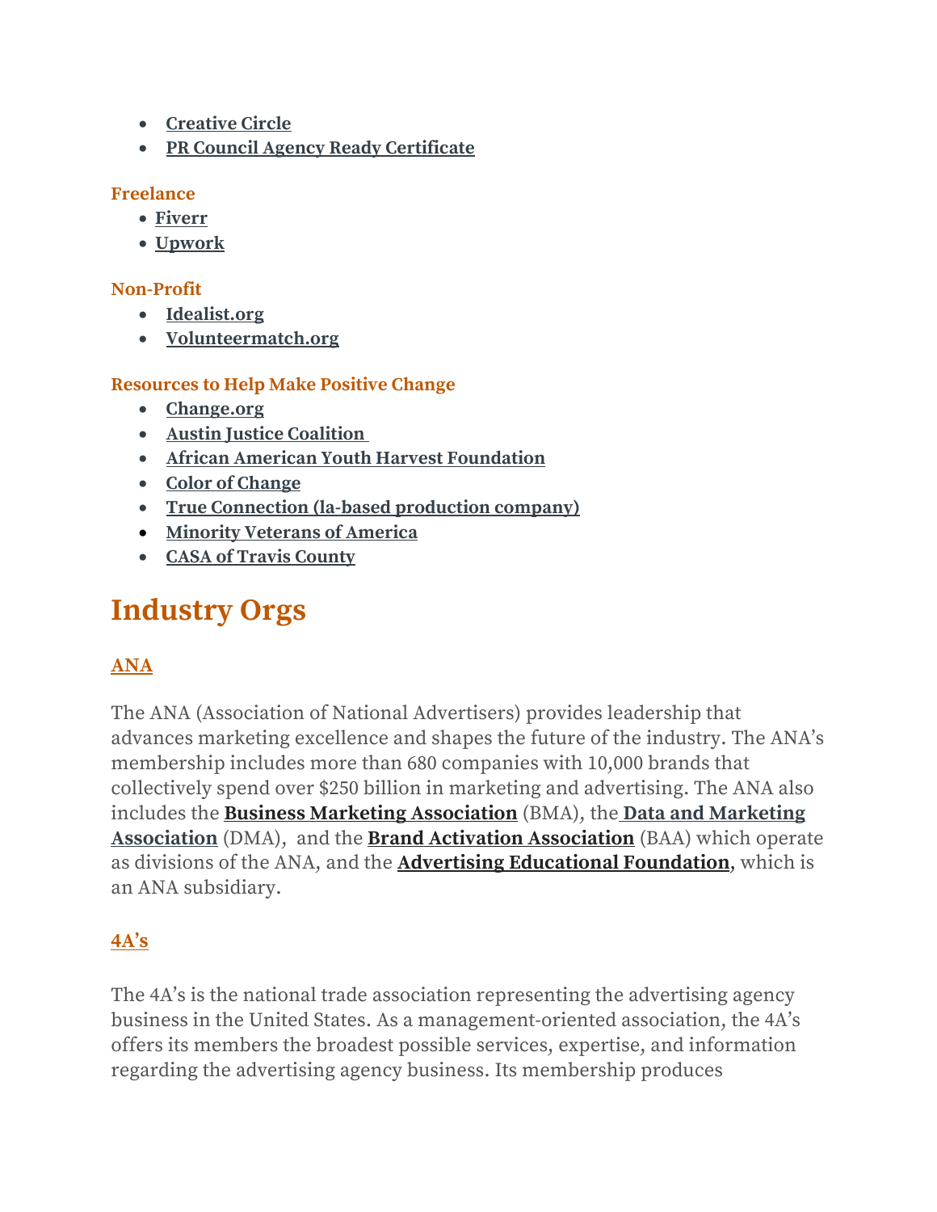- **Creative Circle**
- **PR Council Agency Ready Certificate**

**Freelance**

- **Fiverr**
- **Upwork**

**Non-Profit**

- **Idealist.org**
- **Volunteermatch.org**

**Resources to Help Make Positive Change**

- **Change.org**
- **Austin Justice Coalition**
- **African American Youth Harvest Foundation**
- **Color of Change**
- **True Connection (la-based production company)**
- **Minority Veterans of America**
- **CASA of Travis County**

# Industry Orgs

### ANA

The ANA (Association of National Advertisers) provides leadership that advances marketing excellence and shapes the future of the industry. The ANA's membership includes more than 680 companies with 10,000 brands that collectively spend over $250 billion in marketing and advertising. The ANA also includes the **Business Marketing Association** (BMA), the **Data and Marketing Association** (DMA), and the **Brand Activation Association** (BAA) which operate as divisions of the ANA, and the **Advertising Educational Foundation**, which is an ANA subsidiary.

### 4A's

The 4A's is the national trade association representing the advertising agency business in the United States. As a management-oriented association, the 4A's offers its members the broadest possible services, expertise, and information regarding the advertising agency business. Its membership produces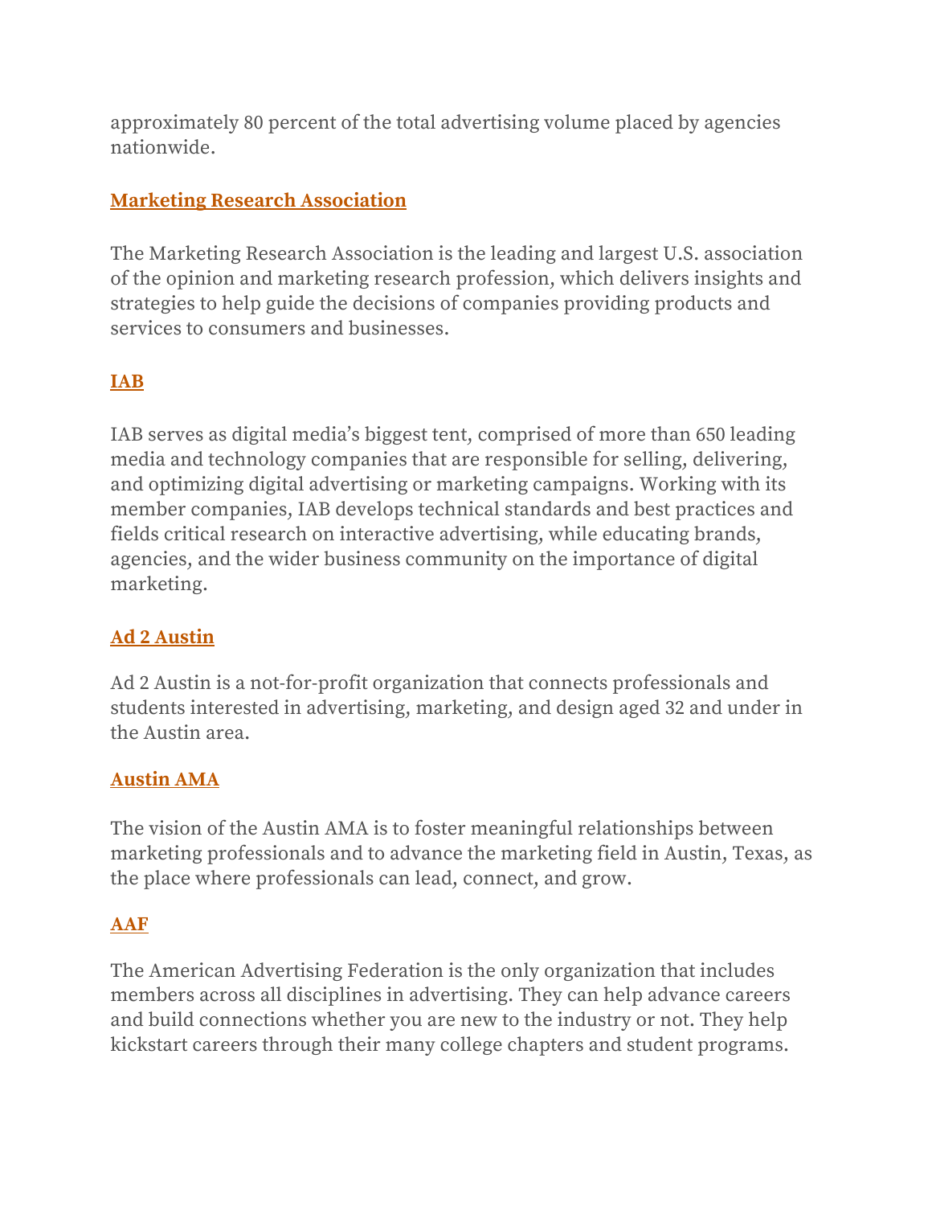approximately 80 percent of the total advertising volume placed by agencies nationwide.

### [Marketing Research Association]

The Marketing Research Association is the leading and largest U.S. association of the opinion and marketing research profession, which delivers insights and strategies to help guide the decisions of companies providing products and services to consumers and businesses.

### [IAB]

IAB serves as digital media's biggest tent, comprised of more than 650 leading media and technology companies that are responsible for selling, delivering, and optimizing digital advertising or marketing campaigns. Working with its member companies, IAB develops technical standards and best practices and fields critical research on interactive advertising, while educating brands, agencies, and the wider business community on the importance of digital marketing.

### [Ad 2 Austin]

Ad 2 Austin is a not-for-profit organization that connects professionals and students interested in advertising, marketing, and design aged 32 and under in the Austin area.

### [Austin AMA]

The vision of the Austin AMA is to foster meaningful relationships between marketing professionals and to advance the marketing field in Austin, Texas, as the place where professionals can lead, connect, and grow.

### [AAF]

The American Advertising Federation is the only organization that includes members across all disciplines in advertising. They can help advance careers and build connections whether you are new to the industry or not. They help kickstart careers through their many college chapters and student programs.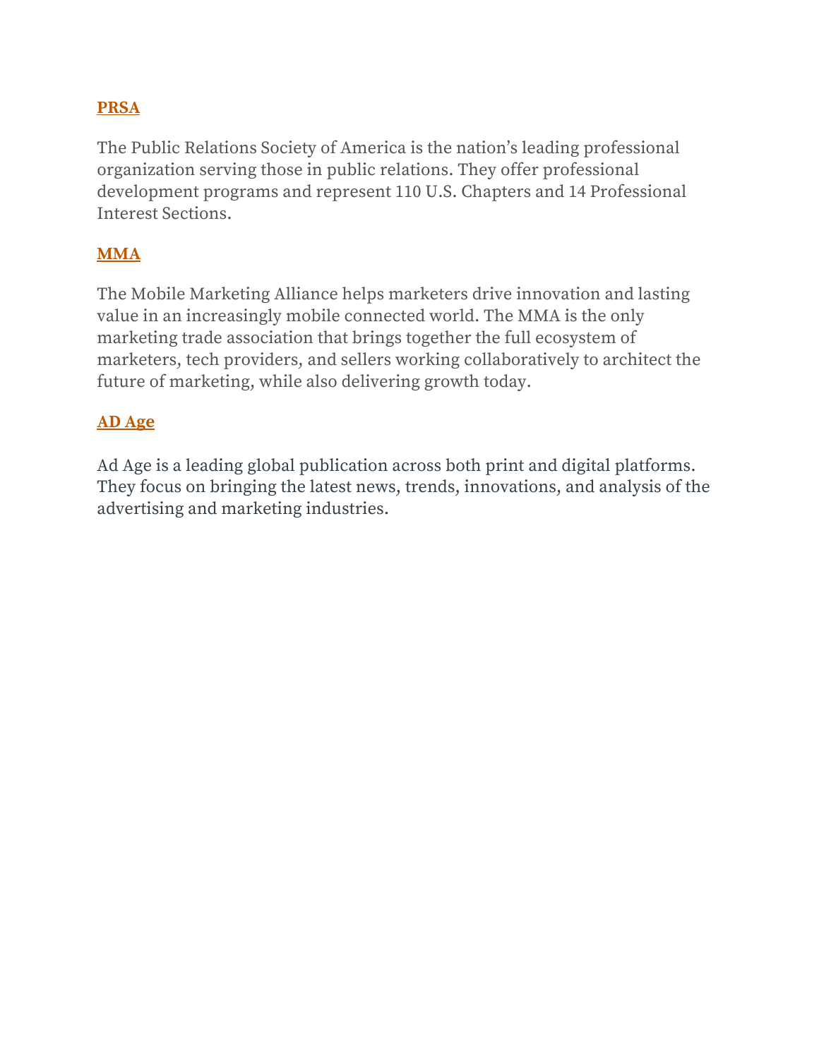**PRSA**

The Public Relations Society of America is the nation's leading professional organization serving those in public relations. They offer professional development programs and represent 110 U.S. Chapters and 14 Professional Interest Sections.

**MMA**

The Mobile Marketing Alliance helps marketers drive innovation and lasting value in an increasingly mobile connected world. The MMA is the only marketing trade association that brings together the full ecosystem of marketers, tech providers, and sellers working collaboratively to architect the future of marketing, while also delivering growth today.

**AD Age**

Ad Age is a leading global publication across both print and digital platforms. They focus on bringing the latest news, trends, innovations, and analysis of the advertising and marketing industries.